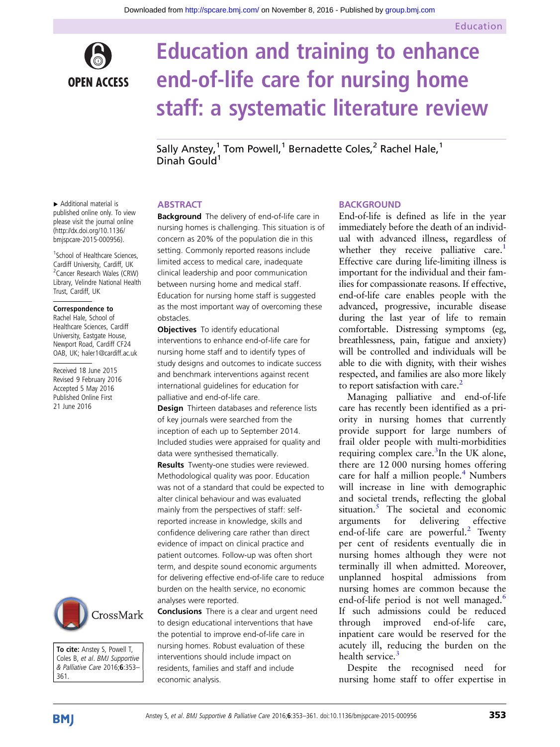# Education and training to enhance end-of-life care for nursing home staff: a systematic literature review

Sally Anstey,[1] Tom Powell,[1] Bernadette Coles,[2] Rachel Hale,[1] Dinah Gould[1]

▸ Additional material is published online only. To view please visit the journal online (http://dx.doi.org/10.1136/bmjspcare-2015-000956).

[1]School of Healthcare Sciences, Cardiff University, Cardiff, UK
[2]Cancer Research Wales (CRW) Library, Velindre National Health Trust, Cardiff, UK

**Correspondence to**
Rachel Hale, School of Healthcare Sciences, Cardiff University, Eastgate House, Newport Road, Cardiff CF24 0AB, UK; haler1@cardiff.ac.uk

Received 18 June 2015
Revised 9 February 2016
Accepted 5 May 2016
Published Online First 21 June 2016

**To cite:** Anstey S, Powell T, Coles B, *et al. BMJ Supportive & Palliative Care* 2016;**6**:353–361.

## ABSTRACT

**Background** The delivery of end-of-life care in nursing homes is challenging. This situation is of concern as 20% of the population die in this setting. Commonly reported reasons include limited access to medical care, inadequate clinical leadership and poor communication between nursing home and medical staff. Education for nursing home staff is suggested as the most important way of overcoming these obstacles.

**Objectives** To identify educational interventions to enhance end-of-life care for nursing home staff and to identify types of study designs and outcomes to indicate success and benchmark interventions against recent international guidelines for education for palliative and end-of-life care.

**Design** Thirteen databases and reference lists of key journals were searched from the inception of each up to September 2014. Included studies were appraised for quality and data were synthesised thematically.

**Results** Twenty-one studies were reviewed. Methodological quality was poor. Education was not of a standard that could be expected to alter clinical behaviour and was evaluated mainly from the perspectives of staff: self-reported increase in knowledge, skills and confidence delivering care rather than direct evidence of impact on clinical practice and patient outcomes. Follow-up was often short term, and despite sound economic arguments for delivering effective end-of-life care to reduce burden on the health service, no economic analyses were reported.

**Conclusions** There is a clear and urgent need to design educational interventions that have the potential to improve end-of-life care in nursing homes. Robust evaluation of these interventions should include impact on residents, families and staff and include economic analysis.

## BACKGROUND

End-of-life is defined as life in the year immediately before the death of an individual with advanced illness, regardless of whether they receive palliative care.[1] Effective care during life-limiting illness is important for the individual and their families for compassionate reasons. If effective, end-of-life care enables people with the advanced, progressive, incurable disease during the last year of life to remain comfortable. Distressing symptoms (eg, breathlessness, pain, fatigue and anxiety) will be controlled and individuals will be able to die with dignity, with their wishes respected, and families are also more likely to report satisfaction with care.[2]

Managing palliative and end-of-life care has recently been identified as a priority in nursing homes that currently provide support for large numbers of frail older people with multi-morbidities requiring complex care.[3] In the UK alone, there are 12 000 nursing homes offering care for half a million people.[4] Numbers will increase in line with demographic and societal trends, reflecting the global situation.[5] The societal and economic arguments for delivering effective end-of-life care are powerful.[2] Twenty per cent of residents eventually die in nursing homes although they were not terminally ill when admitted. Moreover, unplanned hospital admissions from nursing homes are common because the end-of-life period is not well managed.[6] If such admissions could be reduced through improved end-of-life care, inpatient care would be reserved for the acutely ill, reducing the burden on the health service.[3]

Despite the recognised need for nursing home staff to offer expertise in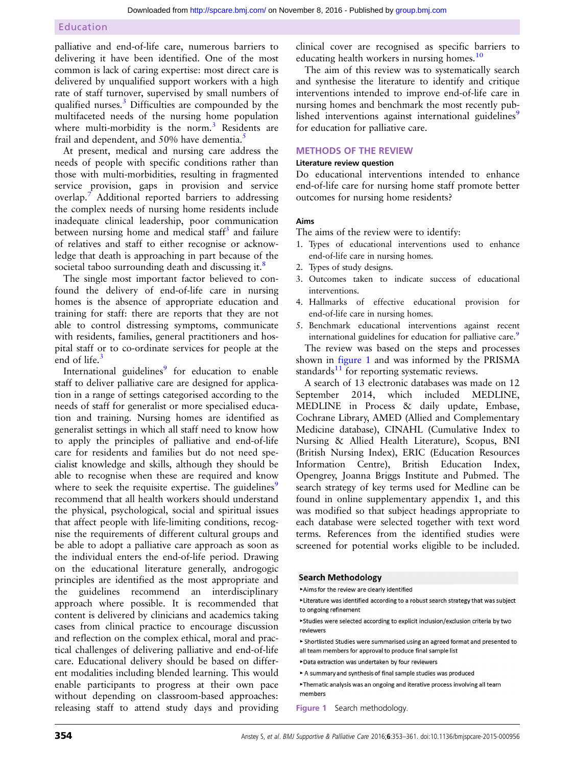palliative and end-of-life care, numerous barriers to delivering it have been identified. One of the most common is lack of caring expertise: most direct care is delivered by unqualified support workers with a high rate of staff turnover, supervised by small numbers of qualified nurses.[3] Difficulties are compounded by the multifaceted needs of the nursing home population where multi-morbidity is the norm.[3] Residents are frail and dependent, and 50% have dementia.[5]

At present, medical and nursing care address the needs of people with specific conditions rather than those with multi-morbidities, resulting in fragmented service provision, gaps in provision and service overlap.[7] Additional reported barriers to addressing the complex needs of nursing home residents include inadequate clinical leadership, poor communication between nursing home and medical staff[3] and failure of relatives and staff to either recognise or acknowledge that death is approaching in part because of the societal taboo surrounding death and discussing it.[8]

The single most important factor believed to confound the delivery of end-of-life care in nursing homes is the absence of appropriate education and training for staff: there are reports that they are not able to control distressing symptoms, communicate with residents, families, general practitioners and hospital staff or to co-ordinate services for people at the end of life.[3]

International guidelines[9] for education to enable staff to deliver palliative care are designed for application in a range of settings categorised according to the needs of staff for generalist or more specialised education and training. Nursing homes are identified as generalist settings in which all staff need to know how to apply the principles of palliative and end-of-life care for residents and families but do not need specialist knowledge and skills, although they should be able to recognise when these are required and know where to seek the requisite expertise. The guidelines[9] recommend that all health workers should understand the physical, psychological, social and spiritual issues that affect people with life-limiting conditions, recognise the requirements of different cultural groups and be able to adopt a palliative care approach as soon as the individual enters the end-of-life period. Drawing on the educational literature generally, andragogic principles are identified as the most appropriate and the guidelines recommend an interdisciplinary approach where possible. It is recommended that content is delivered by clinicians and academics taking cases from clinical practice to encourage discussion and reflection on the complex ethical, moral and practical challenges of delivering palliative and end-of-life care. Educational delivery should be based on different modalities including blended learning. This would enable participants to progress at their own pace without depending on classroom-based approaches: releasing staff to attend study days and providing clinical cover are recognised as specific barriers to educating health workers in nursing homes.[10]

The aim of this review was to systematically search and synthesise the literature to identify and critique interventions intended to improve end-of-life care in nursing homes and benchmark the most recently published interventions against international guidelines[9] for education for palliative care.

## METHODS OF THE REVIEW

### Literature review question

Do educational interventions intended to enhance end-of-life care for nursing home staff promote better outcomes for nursing home residents?

### Aims

The aims of the review were to identify:

1. Types of educational interventions used to enhance end-of-life care in nursing homes.
2. Types of study designs.
3. Outcomes taken to indicate success of educational interventions.
4. Hallmarks of effective educational provision for end-of-life care in nursing homes.
5. Benchmark educational interventions against recent international guidelines for education for palliative care.[9]

The review was based on the steps and processes shown in figure 1 and was informed by the PRISMA standards[11] for reporting systematic reviews.

A search of 13 electronic databases was made on 12 September 2014, which included MEDLINE, MEDLINE in Process & daily update, Embase, Cochrane Library, AMED (Allied and Complementary Medicine database), CINAHL (Cumulative Index to Nursing & Allied Health Literature), Scopus, BNI (British Nursing Index), ERIC (Education Resources Information Centre), British Education Index, Opengrey, Joanna Briggs Institute and Pubmed. The search strategy of key terms used for Medline can be found in online supplementary appendix 1, and this was modified so that subject headings appropriate to each database were selected together with text word terms. References from the identified studies were screened for potential works eligible to be included.

**Search Methodology**

- Aims for the review are clearly identified
- Literature was identified according to a robust search strategy that was subject to ongoing refinement
- Studies were selected according to explicit inclusion/exclusion criteria by two reviewers
- Shortlisted Studies were summarised using an agreed format and presented to all team members for approval to produce final sample list
- Data extraction was undertaken by four reviewers
- A summary and synthesis of final sample studies was produced
- Thematic analysis was an ongoing and iterative process involving all team members

Figure 1 Search methodology.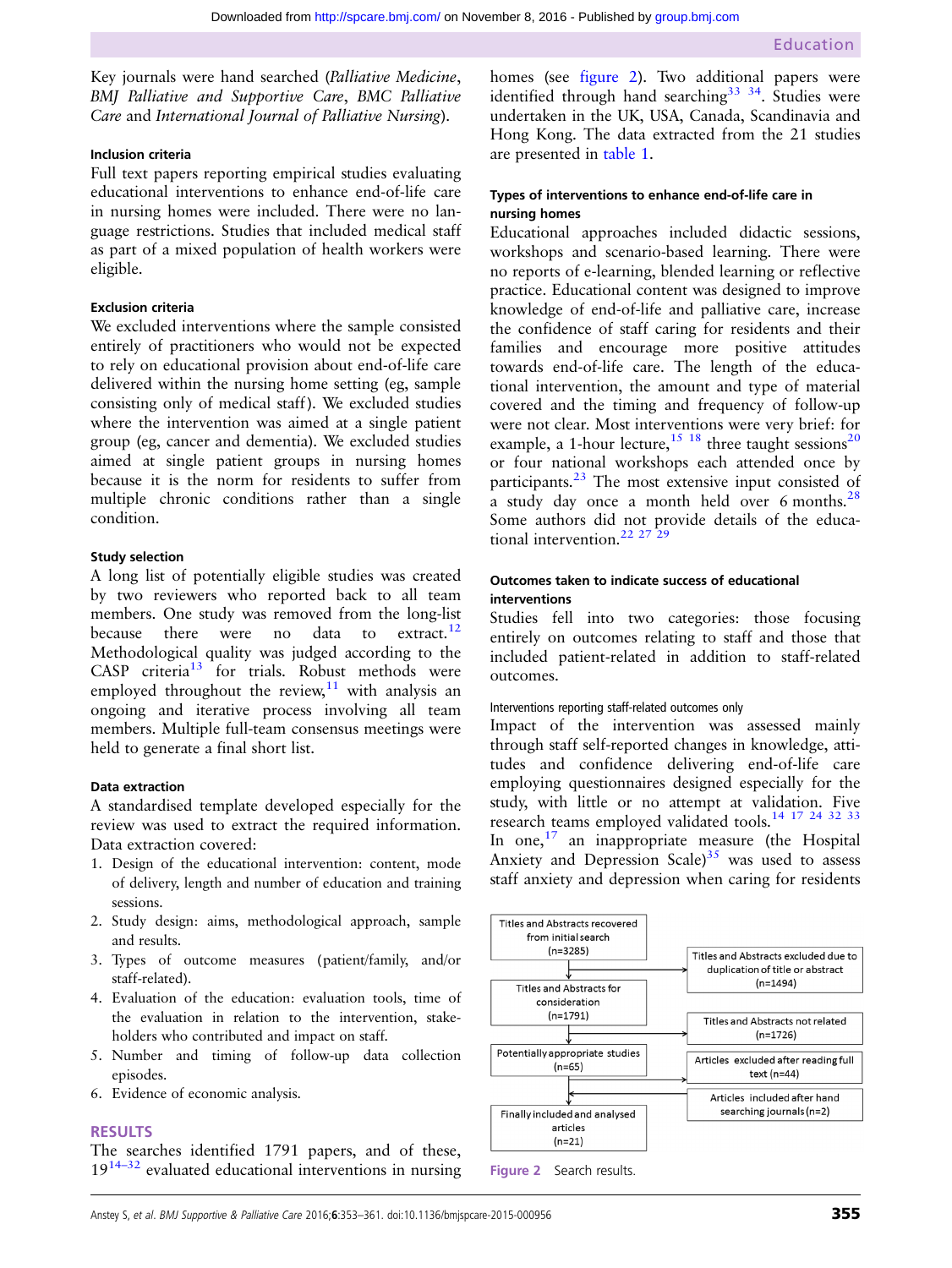Key journals were hand searched (*Palliative Medicine*, *BMJ Palliative and Supportive Care*, *BMC Palliative Care* and *International Journal of Palliative Nursing*).

### Inclusion criteria

Full text papers reporting empirical studies evaluating educational interventions to enhance end-of-life care in nursing homes were included. There were no language restrictions. Studies that included medical staff as part of a mixed population of health workers were eligible.

### Exclusion criteria

We excluded interventions where the sample consisted entirely of practitioners who would not be expected to rely on educational provision about end-of-life care delivered within the nursing home setting (eg, sample consisting only of medical staff). We excluded studies where the intervention was aimed at a single patient group (eg, cancer and dementia). We excluded studies aimed at single patient groups in nursing homes because it is the norm for residents to suffer from multiple chronic conditions rather than a single condition.

### Study selection

A long list of potentially eligible studies was created by two reviewers who reported back to all team members. One study was removed from the long-list because there were no data to extract.[12] Methodological quality was judged according to the CASP criteria[13] for trials. Robust methods were employed throughout the review,[11] with analysis an ongoing and iterative process involving all team members. Multiple full-team consensus meetings were held to generate a final short list.

### Data extraction

A standardised template developed especially for the review was used to extract the required information. Data extraction covered:

1. Design of the educational intervention: content, mode of delivery, length and number of education and training sessions.
2. Study design: aims, methodological approach, sample and results.
3. Types of outcome measures (patient/family, and/or staff-related).
4. Evaluation of the education: evaluation tools, time of the evaluation in relation to the intervention, stakeholders who contributed and impact on staff.
5. Number and timing of follow-up data collection episodes.
6. Evidence of economic analysis.

## RESULTS

The searches identified 1791 papers, and of these, 19[14–32] evaluated educational interventions in nursing homes (see figure 2). Two additional papers were identified through hand searching[33 34]. Studies were undertaken in the UK, USA, Canada, Scandinavia and Hong Kong. The data extracted from the 21 studies are presented in table 1.

### Types of interventions to enhance end-of-life care in nursing homes

Educational approaches included didactic sessions, workshops and scenario-based learning. There were no reports of e-learning, blended learning or reflective practice. Educational content was designed to improve knowledge of end-of-life and palliative care, increase the confidence of staff caring for residents and their families and encourage more positive attitudes towards end-of-life care. The length of the educational intervention, the amount and type of material covered and the timing and frequency of follow-up were not clear. Most interventions were very brief: for example, a 1-hour lecture,[15 18] three taught sessions[20] or four national workshops each attended once by participants.[23] The most extensive input consisted of a study day once a month held over 6 months.[28] Some authors did not provide details of the educational intervention.[22 27 29]

### Outcomes taken to indicate success of educational interventions

Studies fell into two categories: those focusing entirely on outcomes relating to staff and those that included patient-related in addition to staff-related outcomes.

#### Interventions reporting staff-related outcomes only

Impact of the intervention was assessed mainly through staff self-reported changes in knowledge, attitudes and confidence delivering end-of-life care employing questionnaires designed especially for the study, with little or no attempt at validation. Five research teams employed validated tools.[14 17 24 32 33] In one,[17] an inappropriate measure (the Hospital Anxiety and Depression Scale)[35] was used to assess staff anxiety and depression when caring for residents

- Titles and Abstracts recovered from initial search (n=3285)
  - → Titles and Abstracts excluded due to duplication of title or abstract (n=1494)
- Titles and Abstracts for consideration (n=1791)
  - → Titles and Abstracts not related (n=1726)
- Potentially appropriate studies (n=65)
  - → Articles excluded after reading full text (n=44)
  - → Articles included after hand searching journals (n=2)
- Finally included and analysed articles (n=21)

Figure 2 Search results.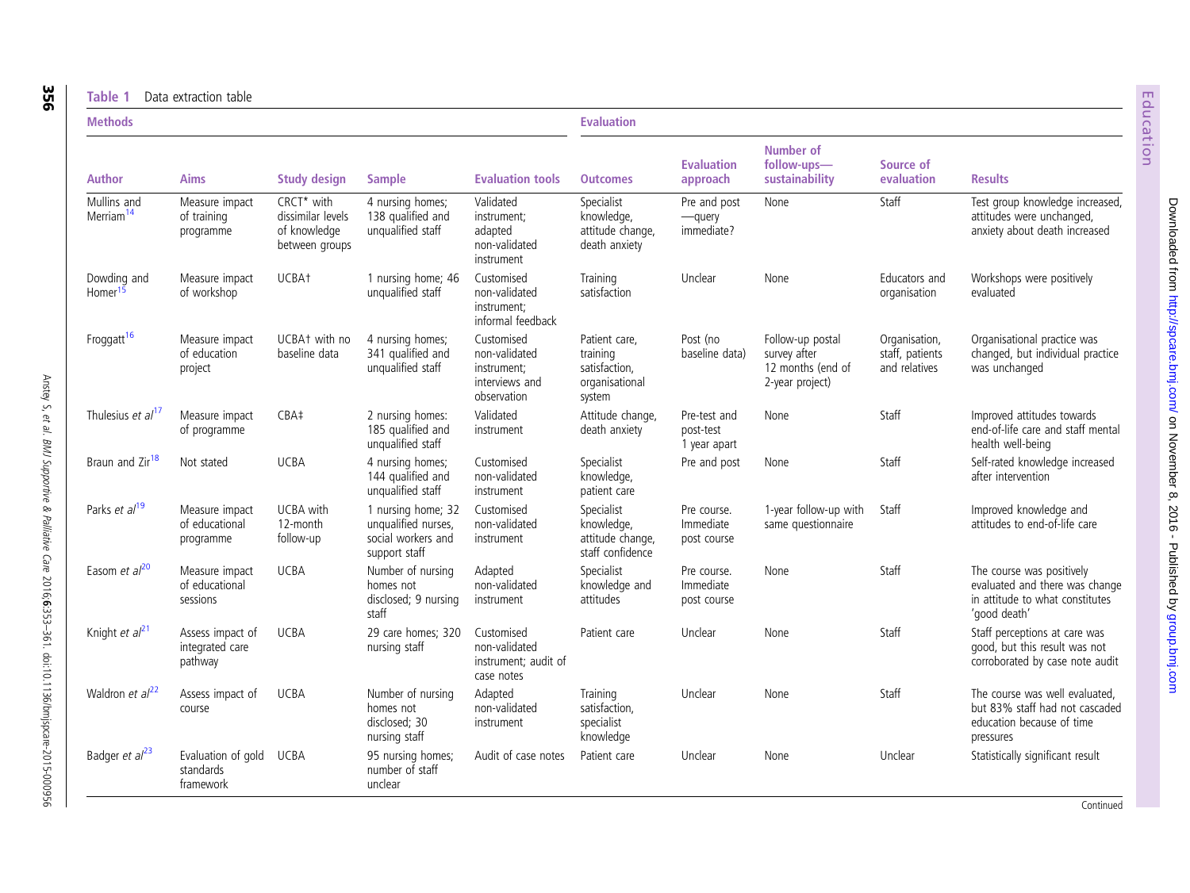**Table 1** Data extraction table

| Methods | | | | | Evaluation | | | | |
|---|---|---|---|---|---|---|---|---|---|
| **Author** | **Aims** | **Study design** | **Sample** | **Evaluation tools** | **Outcomes** | **Evaluation approach** | **Number of follow-ups—sustainability** | **Source of evaluation** | **Results** |
| Mullins and Merriam[14] | Measure impact of training programme | CRCT* with dissimilar levels of knowledge between groups | 4 nursing homes; 138 qualified and unqualified staff | Validated instrument; adapted non-validated instrument | Specialist knowledge, attitude change, death anxiety | Pre and post—query immediate? | None | Staff | Test group knowledge increased, attitudes were unchanged, anxiety about death increased |
| Dowding and Homer[15] | Measure impact of workshop | UCBA† | 1 nursing home; 46 unqualified staff | Customised non-validated instrument; informal feedback | Training satisfaction | Unclear | None | Educators and organisation | Workshops were positively evaluated |
| Froggatt[16] | Measure impact of education project | UCBA† with no baseline data | 4 nursing homes; 341 qualified and unqualified staff | Customised non-validated instrument; interviews and observation | Patient care, training satisfaction, organisational system | Post (no baseline data) | Follow-up postal survey after 12 months (end of 2-year project) | Organisation, staff, patients and relatives | Organisational practice was changed, but individual practice was unchanged |
| Thulesius *et al*[17] | Measure impact of programme | CBA‡ | 2 nursing homes: 185 qualified and unqualified staff | Validated instrument | Attitude change, death anxiety | Pre-test and post-test 1 year apart | None | Staff | Improved attitudes towards end-of-life care and staff mental health well-being |
| Braun and Zir[18] | Not stated | UCBA | 4 nursing homes; 144 qualified and unqualified staff | Customised non-validated instrument | Specialist knowledge, patient care | Pre and post | None | Staff | Self-rated knowledge increased after intervention |
| Parks *et al*[19] | Measure impact of educational programme | UCBA with 12-month follow-up | 1 nursing home; 32 unqualified nurses, social workers and support staff | Customised non-validated instrument | Specialist knowledge, attitude change, staff confidence | Pre course. Immediate post course | 1-year follow-up with same questionnaire | Staff | Improved knowledge and attitudes to end-of-life care |
| Easom *et al*[20] | Measure impact of educational sessions | UCBA | Number of nursing homes not disclosed; 9 nursing staff | Adapted non-validated instrument | Specialist knowledge and attitudes | Pre course. Immediate post course | None | Staff | The course was positively evaluated and there was change in attitude to what constitutes 'good death' |
| Knight *et al*[21] | Assess impact of integrated care pathway | UCBA | 29 care homes; 320 nursing staff | Customised non-validated instrument; audit of case notes | Patient care | Unclear | None | Staff | Staff perceptions at care was good, but this result was not corroborated by case note audit |
| Waldron *et al*[22] | Assess impact of course | UCBA | Number of nursing homes not disclosed; 30 nursing staff | Adapted non-validated instrument | Training satisfaction, specialist knowledge | Unclear | None | Staff | The course was well evaluated, but 83% staff had not cascaded education because of time pressures |
| Badger *et al*[23] | Evaluation of gold standards framework | UCBA | 95 nursing homes; number of staff unclear | Audit of case notes | Patient care | Unclear | None | Unclear | Statistically significant result |

Continued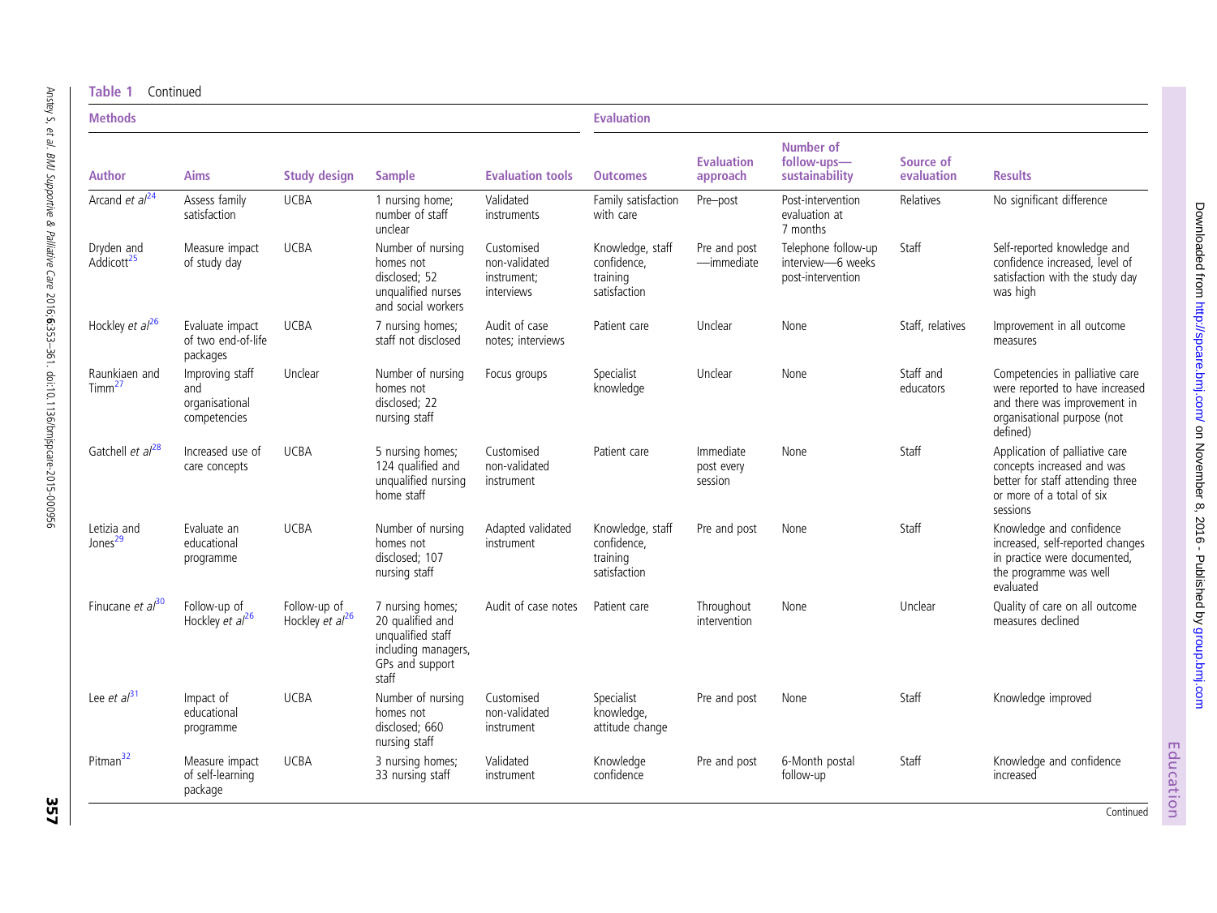**Table 1** Continued

| Methods | | | | | Evaluation | | | | |
|---|---|---|---|---|---|---|---|---|---|
| Author | Aims | Study design | Sample | Evaluation tools | Outcomes | Evaluation approach | Number of follow-ups—sustainability | Source of evaluation | Results |
| Arcand *et al*[24] | Assess family satisfaction | UCBA | 1 nursing home; number of staff unclear | Validated instruments | Family satisfaction with care | Pre–post | Post-intervention evaluation at 7 months | Relatives | No significant difference |
| Dryden and Addicott[25] | Measure impact of study day | UCBA | Number of nursing homes not disclosed; 52 unqualified nurses and social workers | Customised non-validated instrument; interviews | Knowledge, staff confidence, training satisfaction | Pre and post—immediate | Telephone follow-up interview—6 weeks post-intervention | Staff | Self-reported knowledge and confidence increased, level of satisfaction with the study day was high |
| Hockley *et al*[26] | Evaluate impact of two end-of-life packages | UCBA | 7 nursing homes; staff not disclosed | Audit of case notes; interviews | Patient care | Unclear | None | Staff, relatives | Improvement in all outcome measures |
| Raunkiaen and Timm[27] | Improving staff and organisational competencies | Unclear | Number of nursing homes not disclosed; 22 nursing staff | Focus groups | Specialist knowledge | Unclear | None | Staff and educators | Competencies in palliative care were reported to have increased and there was improvement in organisational purpose (not defined) |
| Gatchell *et al*[28] | Increased use of care concepts | UCBA | 5 nursing homes; 124 qualified and unqualified nursing home staff | Customised non-validated instrument | Patient care | Immediate post every session | None | Staff | Application of palliative care concepts increased and was better for staff attending three or more of a total of six sessions |
| Letizia and Jones[29] | Evaluate an educational programme | UCBA | Number of nursing homes not disclosed; 107 nursing staff | Adapted validated instrument | Knowledge, staff confidence, training satisfaction | Pre and post | None | Staff | Knowledge and confidence increased, self-reported changes in practice were documented, the programme was well evaluated |
| Finucane *et al*[30] | Follow-up of Hockley *et al*[26] | Follow-up of Hockley *et al*[26] | 7 nursing homes; 20 qualified and unqualified staff including managers, GPs and support staff | Audit of case notes | Patient care | Throughout intervention | None | Unclear | Quality of care on all outcome measures declined |
| Lee *et al*[31] | Impact of educational programme | UCBA | Number of nursing homes not disclosed; 660 nursing staff | Customised non-validated instrument | Specialist knowledge, attitude change | Pre and post | None | Staff | Knowledge improved |
| Pitman[32] | Measure impact of self-learning package | UCBA | 3 nursing homes; 33 nursing staff | Validated instrument | Knowledge confidence | Pre and post | 6-Month postal follow-up | Staff | Knowledge and confidence increased |

Continued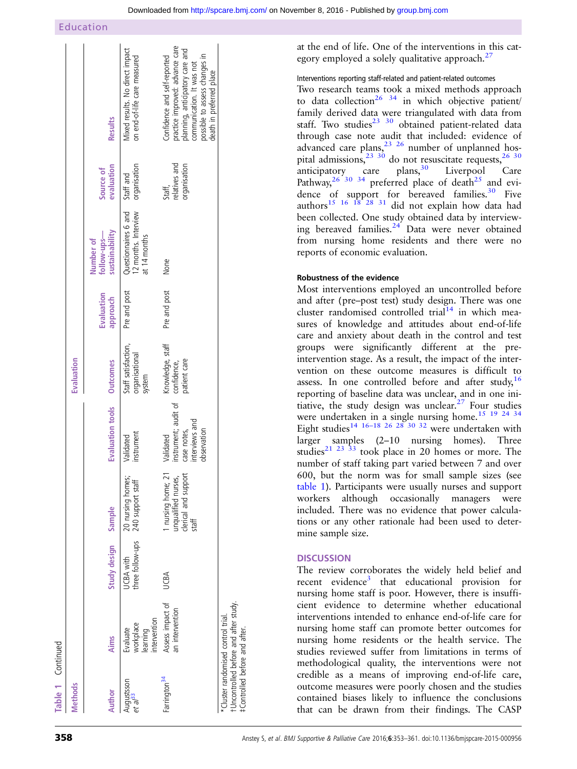Table 1 Continued

| Methods | | | | | Evaluation | | | |
|---|---|---|---|---|---|---|---|---|
| Author | Aims | Study design | Sample | Evaluation tools | Outcomes | Evaluation approach | Number of follow-ups—sustainability | Source of evaluation | Results |
| Augustsson *et al*[33] | Evaluate workplace learning intervention | UCBA with three follow-ups | 20 nursing homes; 240 support staff | Validated instrument | Staff satisfaction, organisational system | Pre and post | Questionnaires 6 and 12 months. Interview at 14 months | Staff and organisation | Mixed results. No direct impact on end-of-life care measured |
| Farrington[34] | Assess impact of an intervention | UCBA | 1 nursing home; 21 unqualified nurses, clerical and support staff | Validated instrument; audit of case notes, interviews and observation | Knowledge, staff confidence, patient care | Pre and post | None | Staff, relatives and organisation | Confidence and self-reported practice improved: advance care planning, anticipatory care and communication. It was not possible to assess changes in death in preferred place |

*Cluster randomised control trial.
†Uncontrolled before and after study.
‡Controlled before and after.

at the end of life. One of the interventions in this category employed a solely qualitative approach.[27]

#### Interventions reporting staff-related and patient-related outcomes

Two research teams took a mixed methods approach to data collection[26 34] in which objective patient/family derived data were triangulated with data from staff. Two studies[23 30] obtained patient-related data through case note audit that included: evidence of advanced care plans,[23 26] number of unplanned hospital admissions,[23 30] do not resuscitate requests,[26 30] anticipatory care plans,[30] Liverpool Care Pathway,[26 30 34] preferred place of death[25] and evidence of support for bereaved families.[30] Five authors[15 16 18 28 31] did not explain how data had been collected. One study obtained data by interviewing bereaved families.[24] Data were never obtained from nursing home residents and there were no reports of economic evaluation.

### Robustness of the evidence

Most interventions employed an uncontrolled before and after (pre–post test) study design. There was one cluster randomised controlled trial[14] in which measures of knowledge and attitudes about end-of-life care and anxiety about death in the control and test groups were significantly different at the pre-intervention stage. As a result, the impact of the intervention on these outcome measures is difficult to assess. In one controlled before and after study,[16] reporting of baseline data was unclear, and in one initiative, the study design was unclear.[27] Four studies were undertaken in a single nursing home.[15 19 24 34] Eight studies[14 16–18 26 28 30 32] were undertaken with larger samples (2–10 nursing homes). Three studies[21 23 33] took place in 20 homes or more. The number of staff taking part varied between 7 and over 600, but the norm was for small sample sizes (see table 1). Participants were usually nurses and support workers although occasionally managers were included. There was no evidence that power calculations or any other rationale had been used to determine sample size.

## DISCUSSION

The review corroborates the widely held belief and recent evidence[3] that educational provision for nursing home staff is poor. However, there is insufficient evidence to determine whether educational interventions intended to enhance end-of-life care for nursing home staff can promote better outcomes for nursing home residents or the health service. The studies reviewed suffer from limitations in terms of methodological quality, the interventions were not credible as a means of improving end-of-life care, outcome measures were poorly chosen and the studies contained biases likely to influence the conclusions that can be drawn from their findings. The CASP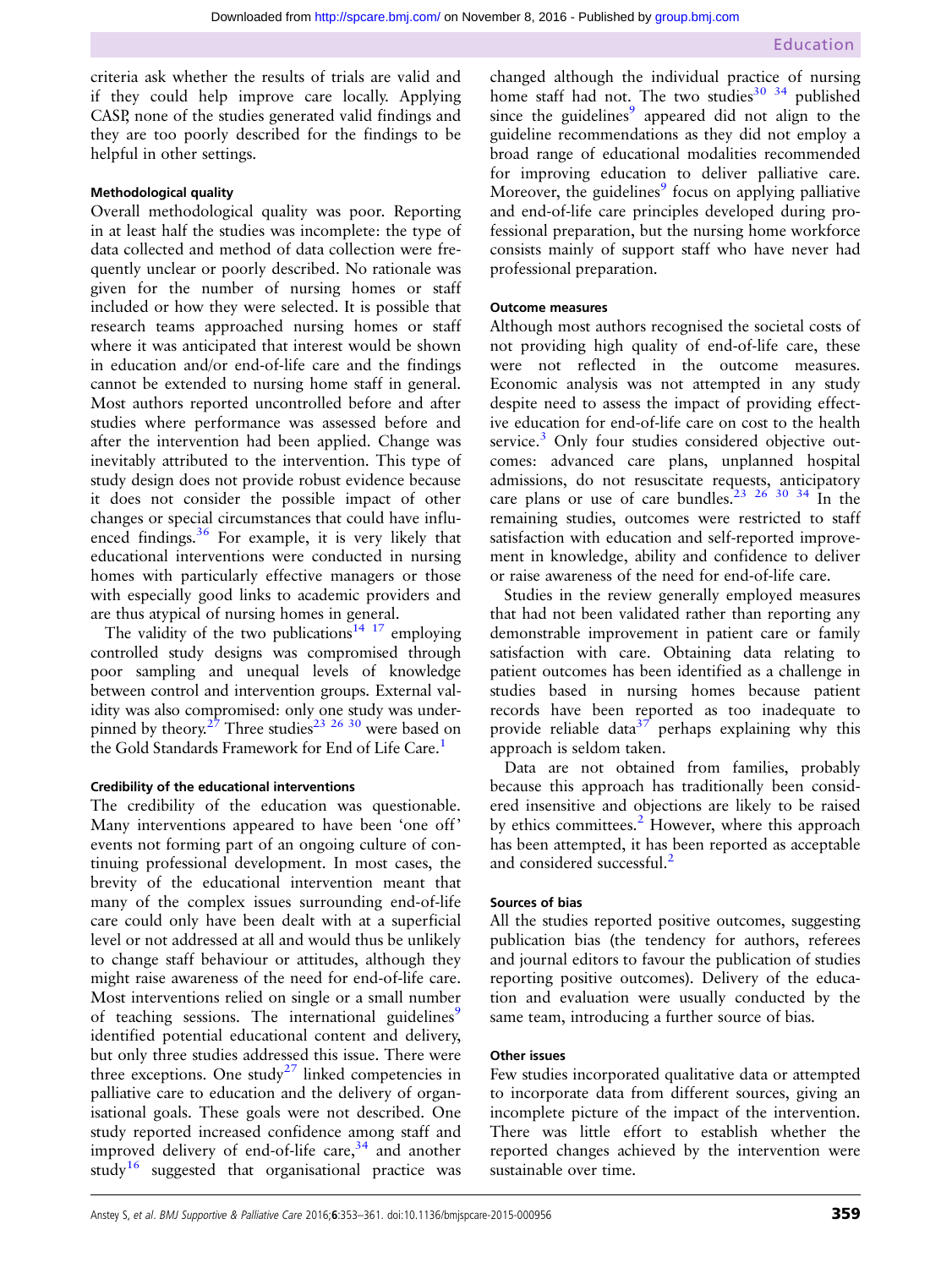criteria ask whether the results of trials are valid and if they could help improve care locally. Applying CASP, none of the studies generated valid findings and they are too poorly described for the findings to be helpful in other settings.

#### Methodological quality

Overall methodological quality was poor. Reporting in at least half the studies was incomplete: the type of data collected and method of data collection were frequently unclear or poorly described. No rationale was given for the number of nursing homes or staff included or how they were selected. It is possible that research teams approached nursing homes or staff where it was anticipated that interest would be shown in education and/or end-of-life care and the findings cannot be extended to nursing home staff in general. Most authors reported uncontrolled before and after studies where performance was assessed before and after the intervention had been applied. Change was inevitably attributed to the intervention. This type of study design does not provide robust evidence because it does not consider the possible impact of other changes or special circumstances that could have influenced findings.[36] For example, it is very likely that educational interventions were conducted in nursing homes with particularly effective managers or those with especially good links to academic providers and are thus atypical of nursing homes in general.

The validity of the two publications[14 17] employing controlled study designs was compromised through poor sampling and unequal levels of knowledge between control and intervention groups. External validity was also compromised: only one study was underpinned by theory.[27] Three studies[23 26 30] were based on the Gold Standards Framework for End of Life Care.[1]

#### Credibility of the educational interventions

The credibility of the education was questionable. Many interventions appeared to have been 'one off' events not forming part of an ongoing culture of continuing professional development. In most cases, the brevity of the educational intervention meant that many of the complex issues surrounding end-of-life care could only have been dealt with at a superficial level or not addressed at all and would thus be unlikely to change staff behaviour or attitudes, although they might raise awareness of the need for end-of-life care. Most interventions relied on single or a small number of teaching sessions. The international guidelines[9] identified potential educational content and delivery, but only three studies addressed this issue. There were three exceptions. One study[27] linked competencies in palliative care to education and the delivery of organisational goals. These goals were not described. One study reported increased confidence among staff and improved delivery of end-of-life care,[34] and another study[16] suggested that organisational practice was changed although the individual practice of nursing home staff had not. The two studies[30 34] published since the guidelines[9] appeared did not align to the guideline recommendations as they did not employ a broad range of educational modalities recommended for improving education to deliver palliative care. Moreover, the guidelines[9] focus on applying palliative and end-of-life care principles developed during professional preparation, but the nursing home workforce consists mainly of support staff who have never had professional preparation.

#### Outcome measures

Although most authors recognised the societal costs of not providing high quality of end-of-life care, these were not reflected in the outcome measures. Economic analysis was not attempted in any study despite need to assess the impact of providing effective education for end-of-life care on cost to the health service.[3] Only four studies considered objective outcomes: advanced care plans, unplanned hospital admissions, do not resuscitate requests, anticipatory care plans or use of care bundles.[23 26 30 34] In the remaining studies, outcomes were restricted to staff satisfaction with education and self-reported improvement in knowledge, ability and confidence to deliver or raise awareness of the need for end-of-life care.

Studies in the review generally employed measures that had not been validated rather than reporting any demonstrable improvement in patient care or family satisfaction with care. Obtaining data relating to patient outcomes has been identified as a challenge in studies based in nursing homes because patient records have been reported as too inadequate to provide reliable data[37] perhaps explaining why this approach is seldom taken.

Data are not obtained from families, probably because this approach has traditionally been considered insensitive and objections are likely to be raised by ethics committees.[2] However, where this approach has been attempted, it has been reported as acceptable and considered successful.[2]

#### Sources of bias

All the studies reported positive outcomes, suggesting publication bias (the tendency for authors, referees and journal editors to favour the publication of studies reporting positive outcomes). Delivery of the education and evaluation were usually conducted by the same team, introducing a further source of bias.

#### Other issues

Few studies incorporated qualitative data or attempted to incorporate data from different sources, giving an incomplete picture of the impact of the intervention. There was little effort to establish whether the reported changes achieved by the intervention were sustainable over time.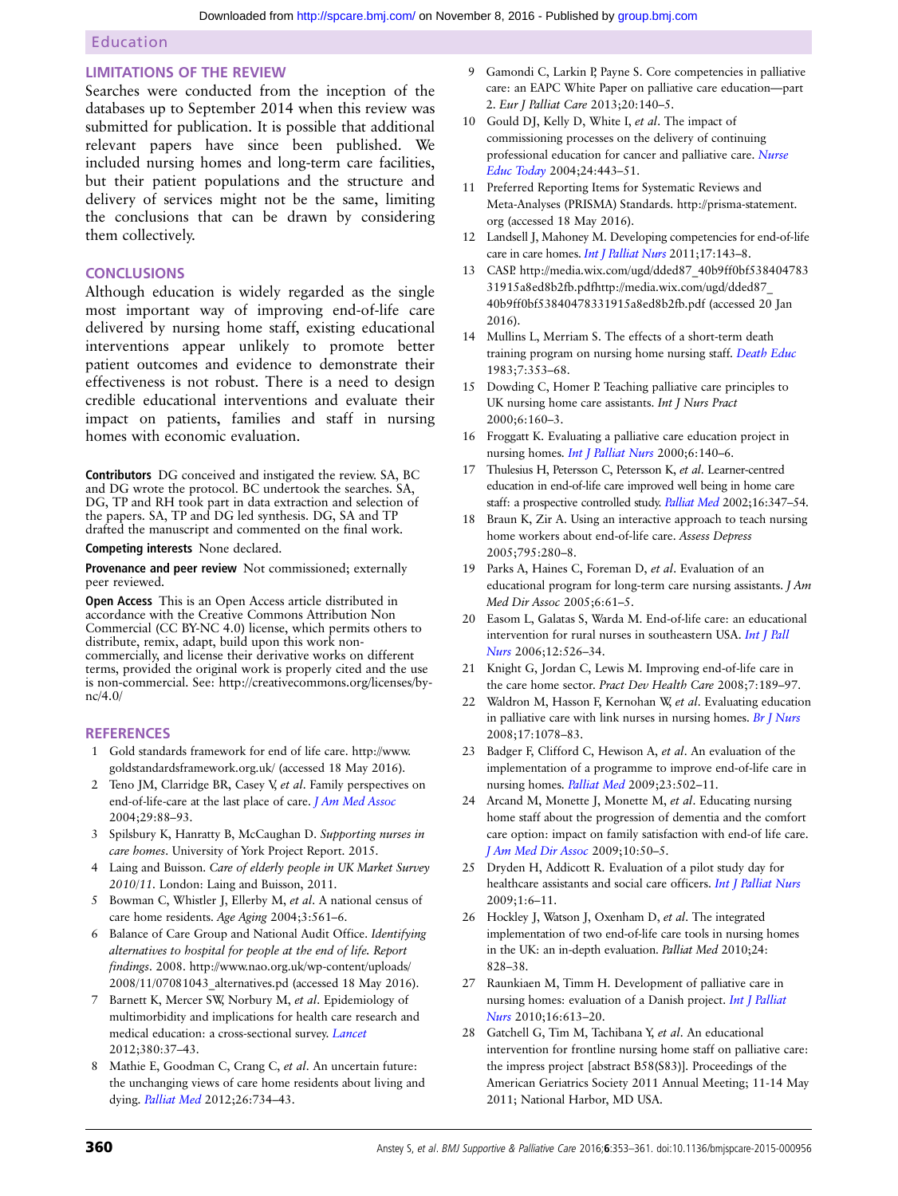## LIMITATIONS OF THE REVIEW

Searches were conducted from the inception of the databases up to September 2014 when this review was submitted for publication. It is possible that additional relevant papers have since been published. We included nursing homes and long-term care facilities, but their patient populations and the structure and delivery of services might not be the same, limiting the conclusions that can be drawn by considering them collectively.

## CONCLUSIONS

Although education is widely regarded as the single most important way of improving end-of-life care delivered by nursing home staff, existing educational interventions appear unlikely to promote better patient outcomes and evidence to demonstrate their effectiveness is not robust. There is a need to design credible educational interventions and evaluate their impact on patients, families and staff in nursing homes with economic evaluation.

**Contributors** DG conceived and instigated the review. SA, BC and DG wrote the protocol. BC undertook the searches. SA, DG, TP and RH took part in data extraction and selection of the papers. SA, TP and DG led synthesis. DG, SA and TP drafted the manuscript and commented on the final work.

**Competing interests** None declared.

**Provenance and peer review** Not commissioned; externally peer reviewed.

**Open Access** This is an Open Access article distributed in accordance with the Creative Commons Attribution Non Commercial (CC BY-NC 4.0) license, which permits others to distribute, remix, adapt, build upon this work non-commercially, and license their derivative works on different terms, provided the original work is properly cited and the use is non-commercial. See: http://creativecommons.org/licenses/by-nc/4.0/

## REFERENCES

1. Gold standards framework for end of life care. http://www.goldstandardsframework.org.uk/ (accessed 18 May 2016).
2. Teno JM, Clarridge BR, Casey V, *et al*. Family perspectives on end-of-life-care at the last place of care. *J Am Med Assoc* 2004;29:88–93.
3. Spilsbury K, Hanratty B, McCaughan D. *Supporting nurses in care homes*. University of York Project Report. 2015.
4. Laing and Buisson. *Care of elderly people in UK Market Survey 2010/11*. London: Laing and Buisson, 2011.
5. Bowman C, Whistler J, Ellerby M, *et al*. A national census of care home residents. *Age Aging* 2004;3:561–6.
6. Balance of Care Group and National Audit Office. *Identifying alternatives to hospital for people at the end of life. Report findings*. 2008. http://www.nao.org.uk/wp-content/uploads/2008/11/07081043_alternatives.pd (accessed 18 May 2016).
7. Barnett K, Mercer SW, Norbury M, *et al*. Epidemiology of multimorbidity and implications for health care research and medical education: a cross-sectional survey. *Lancet* 2012;380:37–43.
8. Mathie E, Goodman C, Crang C, *et al*. An uncertain future: the unchanging views of care home residents about living and dying. *Palliat Med* 2012;26:734–43.
9. Gamondi C, Larkin P, Payne S. Core competencies in palliative care: an EAPC White Paper on palliative care education—part 2. *Eur J Palliat Care* 2013;20:140–5.
10. Gould DJ, Kelly D, White I, *et al*. The impact of commissioning processes on the delivery of continuing professional education for cancer and palliative care. *Nurse Educ Today* 2004;24:443–51.
11. Preferred Reporting Items for Systematic Reviews and Meta-Analyses (PRISMA) Standards. http://prisma-statement.org (accessed 18 May 2016).
12. Landsell J, Mahoney M. Developing competencies for end-of-life care in care homes. *Int J Palliat Nurs* 2011;17:143–8.
13. CASP. http://media.wix.com/ugd/dded87_40b9ff0bf53840478331915a8ed8b2fb.pdfhttp://media.wix.com/ugd/dded87_40b9ff0bf53840478331915a8ed8b2fb.pdf (accessed 20 Jan 2016).
14. Mullins L, Merriam S. The effects of a short-term death training program on nursing home nursing staff. *Death Educ* 1983;7:353–68.
15. Dowding C, Homer P. Teaching palliative care principles to UK nursing home care assistants. *Int J Nurs Pract* 2000;6:160–3.
16. Froggatt K. Evaluating a palliative care education project in nursing homes. *Int J Palliat Nurs* 2000;6:140–6.
17. Thulesius H, Petersson C, Petersson K, *et al*. Learner-centred education in end-of-life care improved well being in home care staff: a prospective controlled study. *Palliat Med* 2002;16:347–54.
18. Braun K, Zir A. Using an interactive approach to teach nursing home workers about end-of-life care. *Assess Depress* 2005;795:280–8.
19. Parks A, Haines C, Foreman D, *et al*. Evaluation of an educational program for long-term care nursing assistants. *J Am Med Dir Assoc* 2005;6:61–5.
20. Easom L, Galatas S, Warda M. End-of-life care: an educational intervention for rural nurses in southeastern USA. *Int J Pall Nurs* 2006;12:526–34.
21. Knight G, Jordan C, Lewis M. Improving end-of-life care in the care home sector. *Pract Dev Health Care* 2008;7:189–97.
22. Waldron M, Hasson F, Kernohan W, *et al*. Evaluating education in palliative care with link nurses in nursing homes. *Br J Nurs* 2008;17:1078–83.
23. Badger F, Clifford C, Hewison A, *et al*. An evaluation of the implementation of a programme to improve end-of-life care in nursing homes. *Palliat Med* 2009;23:502–11.
24. Arcand M, Monette J, Monette M, *et al*. Educating nursing home staff about the progression of dementia and the comfort care option: impact on family satisfaction with end-of life care. *J Am Med Dir Assoc* 2009;10:50–5.
25. Dryden H, Addicott R. Evaluation of a pilot study day for healthcare assistants and social care officers. *Int J Palliat Nurs* 2009;1:6–11.
26. Hockley J, Watson J, Oxenham D, *et al*. The integrated implementation of two end-of-life care tools in nursing homes in the UK: an in-depth evaluation. *Palliat Med* 2010;24:828–38.
27. Raunkiaen M, Timm H. Development of palliative care in nursing homes: evaluation of a Danish project. *Int J Palliat Nurs* 2010;16:613–20.
28. Gatchell G, Tim M, Tachibana Y, *et al*. An educational intervention for frontline nursing home staff on palliative care: the impress project [abstract B58(S83)]. Proceedings of the American Geriatrics Society 2011 Annual Meeting; 11-14 May 2011; National Harbor, MD USA.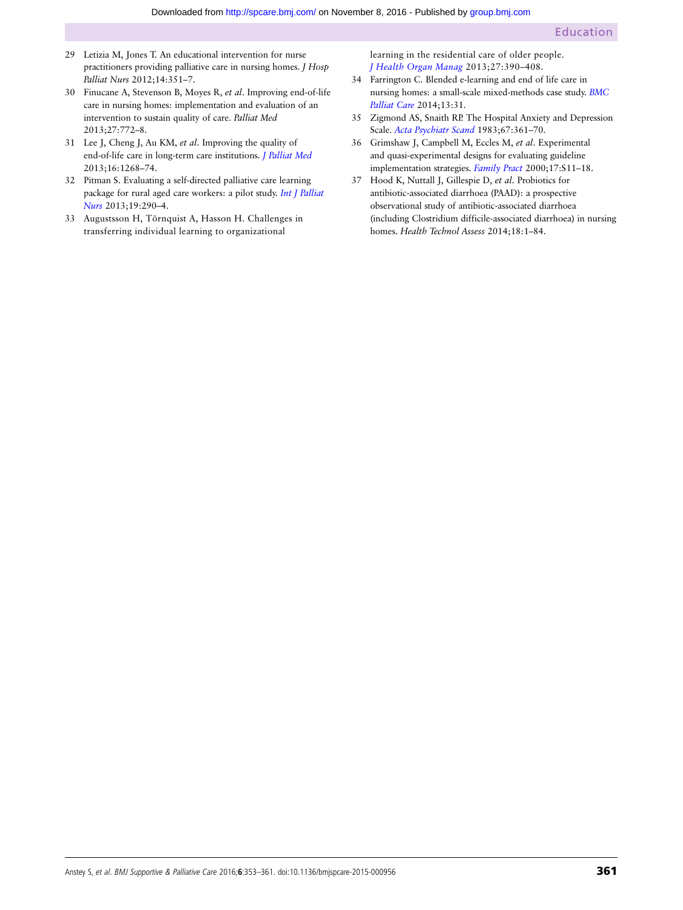29 Letizia M, Jones T. An educational intervention for nurse practitioners providing palliative care in nursing homes. *J Hosp Palliat Nurs* 2012;14:351–7.

30 Finucane A, Stevenson B, Moyes R, *et al*. Improving end-of-life care in nursing homes: implementation and evaluation of an intervention to sustain quality of care. *Palliat Med* 2013;27:772–8.

31 Lee J, Cheng J, Au KM, *et al*. Improving the quality of end-of-life care in long-term care institutions. *J Palliat Med* 2013;16:1268–74.

32 Pitman S. Evaluating a self-directed palliative care learning package for rural aged care workers: a pilot study. *Int J Palliat Nurs* 2013;19:290–4.

33 Augustsson H, Törnquist A, Hasson H. Challenges in transferring individual learning to organizational learning in the residential care of older people. *J Health Organ Manag* 2013;27:390–408.

34 Farrington C. Blended e-learning and end of life care in nursing homes: a small-scale mixed-methods case study. *BMC Palliat Care* 2014;13:31.

35 Zigmond AS, Snaith RP. The Hospital Anxiety and Depression Scale. *Acta Psychiatr Scand* 1983;67:361–70.

36 Grimshaw J, Campbell M, Eccles M, *et al*. Experimental and quasi-experimental designs for evaluating guideline implementation strategies. *Family Pract* 2000;17:S11–18.

37 Hood K, Nuttall J, Gillespie D, *et al*. Probiotics for antibiotic-associated diarrhoea (PAAD): a prospective observational study of antibiotic-associated diarrhoea (including Clostridium difficile-associated diarrhoea) in nursing homes. *Health Technol Assess* 2014;18:1–84.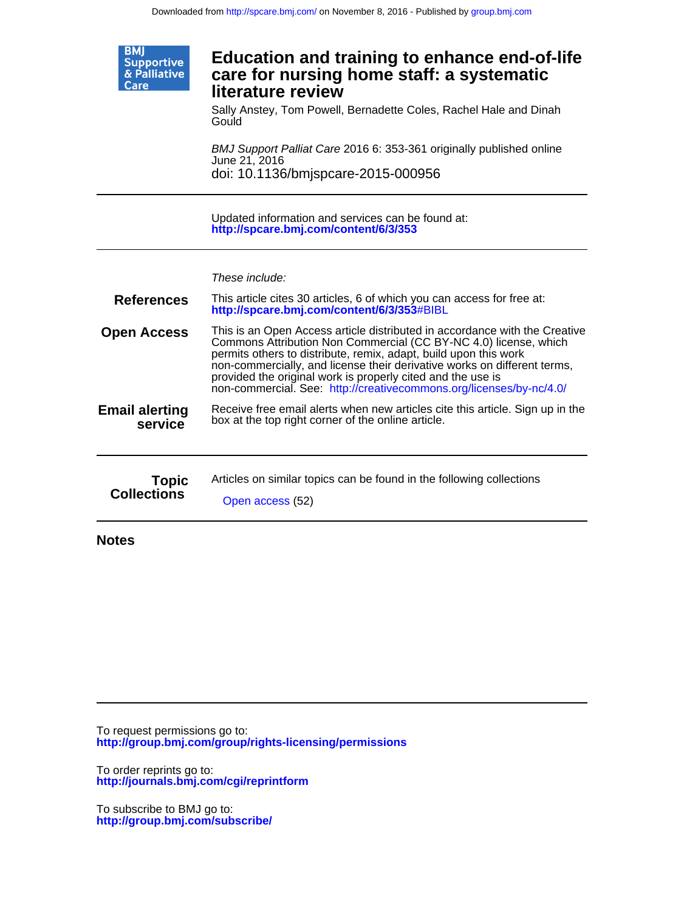Downloaded from http://spcare.bmj.com/ on November 8, 2016 - Published by group.bmj.com

BMJ Supportive & Palliative Care

# Education and training to enhance end-of-life care for nursing home staff: a systematic literature review

Sally Anstey, Tom Powell, Bernadette Coles, Rachel Hale and Dinah Gould

*BMJ Support Palliat Care* 2016 6: 353-361 originally published online June 21, 2016

doi: 10.1136/bmjspcare-2015-000956

---

Updated information and services can be found at:
**http://spcare.bmj.com/content/6/3/353**

---

*These include:*

**References**

This article cites 30 articles, 6 of which you can access for free at:
**http://spcare.bmj.com/content/6/3/353**#BIBL

**Open Access**

This is an Open Access article distributed in accordance with the Creative Commons Attribution Non Commercial (CC BY-NC 4.0) license, which permits others to distribute, remix, adapt, build upon this work non-commercially, and license their derivative works on different terms, provided the original work is properly cited and the use is non-commercial. See: http://creativecommons.org/licenses/by-nc/4.0/

**Email alerting service**

Receive free email alerts when new articles cite this article. Sign up in the box at the top right corner of the online article.

---

**Topic Collections**

Articles on similar topics can be found in the following collections

Open access (52)

---

## Notes

---

To request permissions go to:
**http://group.bmj.com/group/rights-licensing/permissions**

To order reprints go to:
**http://journals.bmj.com/cgi/reprintform**

To subscribe to BMJ go to:
**http://group.bmj.com/subscribe/**